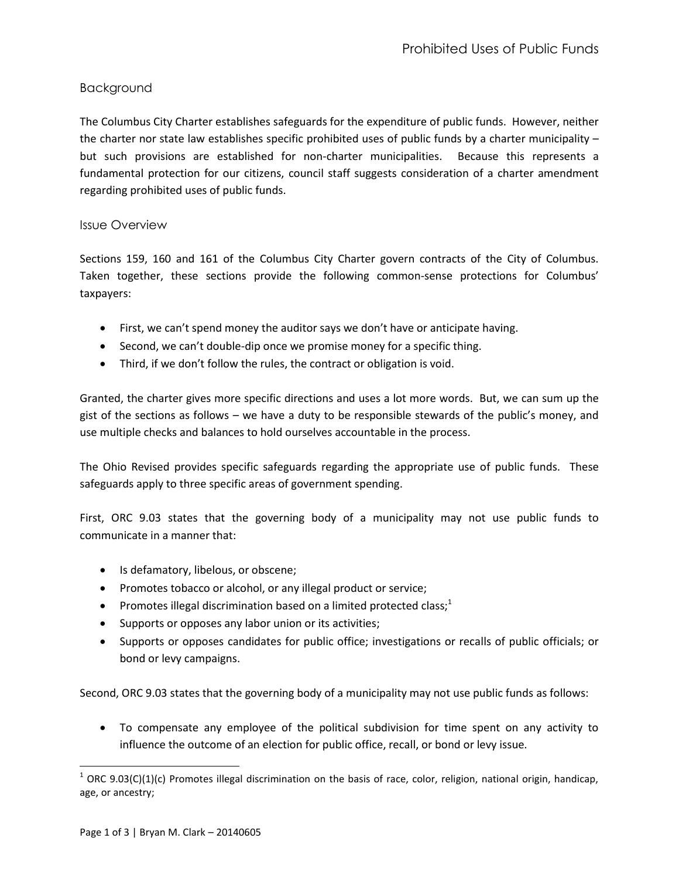# Prohibited Uses of Public Funds

## Background

The Columbus City Charter establishes safeguards for the expenditure of public funds. However, neither the charter nor state law establishes specific prohibited uses of public funds by a charter municipality – but such provisions are established for non-charter municipalities. Because this represents a fundamental protection for our citizens, council staff suggests consideration of a charter amendment regarding prohibited uses of public funds.

## Issue Overview

Sections 159, 160 and 161 of the Columbus City Charter govern contracts of the City of Columbus. Taken together, these sections provide the following common-sense protections for Columbus' taxpayers:

- First, we can't spend money the auditor says we don't have or anticipate having.
- Second, we can't double-dip once we promise money for a specific thing.
- Third, if we don't follow the rules, the contract or obligation is void.

Granted, the charter gives more specific directions and uses a lot more words. But, we can sum up the gist of the sections as follows – we have a duty to be responsible stewards of the public's money, and use multiple checks and balances to hold ourselves accountable in the process.

The Ohio Revised provides specific safeguards regarding the appropriate use of public funds. These safeguards apply to three specific areas of government spending.

First, ORC 9.03 states that the governing body of a municipality may not use public funds to communicate in a manner that:

- Is defamatory, libelous, or obscene;
- Promotes tobacco or alcohol, or any illegal product or service;
- Promotes illegal discrimination based on a limited protected class;[1]
- Supports or opposes any labor union or its activities;
- Supports or opposes candidates for public office; investigations or recalls of public officials; or bond or levy campaigns.

Second, ORC 9.03 states that the governing body of a municipality may not use public funds as follows:

- To compensate any employee of the political subdivision for time spent on any activity to influence the outcome of an election for public office, recall, or bond or levy issue.

[1] ORC 9.03(C)(1)(c) Promotes illegal discrimination on the basis of race, color, religion, national origin, handicap, age, or ancestry;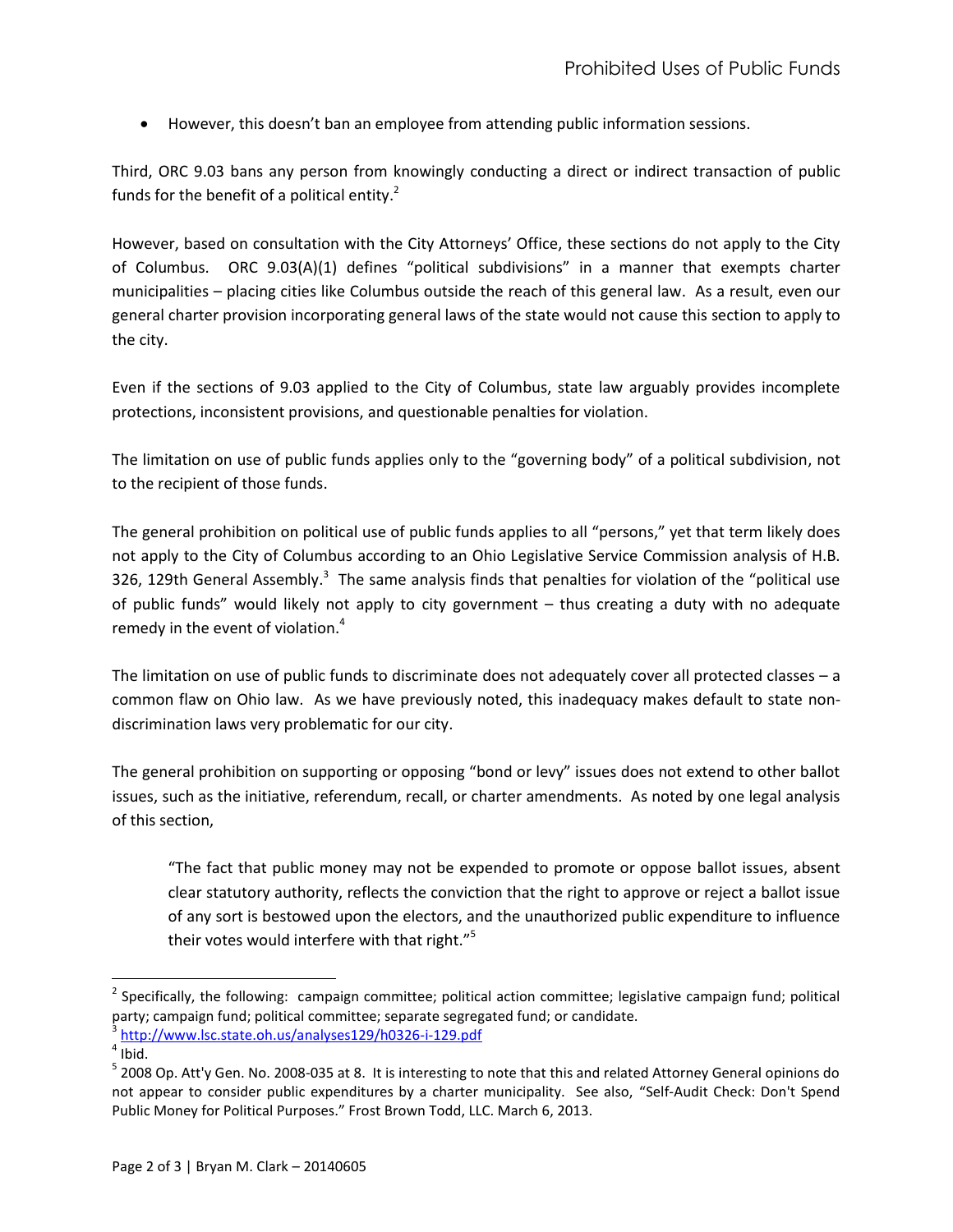- However, this doesn't ban an employee from attending public information sessions.

Third, ORC 9.03 bans any person from knowingly conducting a direct or indirect transaction of public funds for the benefit of a political entity.[2]

However, based on consultation with the City Attorneys' Office, these sections do not apply to the City of Columbus. ORC 9.03(A)(1) defines "political subdivisions" in a manner that exempts charter municipalities – placing cities like Columbus outside the reach of this general law. As a result, even our general charter provision incorporating general laws of the state would not cause this section to apply to the city.

Even if the sections of 9.03 applied to the City of Columbus, state law arguably provides incomplete protections, inconsistent provisions, and questionable penalties for violation.

The limitation on use of public funds applies only to the "governing body" of a political subdivision, not to the recipient of those funds.

The general prohibition on political use of public funds applies to all "persons," yet that term likely does not apply to the City of Columbus according to an Ohio Legislative Service Commission analysis of H.B. 326, 129th General Assembly.[3] The same analysis finds that penalties for violation of the "political use of public funds" would likely not apply to city government – thus creating a duty with no adequate remedy in the event of violation.[4]

The limitation on use of public funds to discriminate does not adequately cover all protected classes – a common flaw on Ohio law. As we have previously noted, this inadequacy makes default to state non-discrimination laws very problematic for our city.

The general prohibition on supporting or opposing "bond or levy" issues does not extend to other ballot issues, such as the initiative, referendum, recall, or charter amendments. As noted by one legal analysis of this section,

> "The fact that public money may not be expended to promote or oppose ballot issues, absent clear statutory authority, reflects the conviction that the right to approve or reject a ballot issue of any sort is bestowed upon the electors, and the unauthorized public expenditure to influence their votes would interfere with that right."[5]

---

[2] Specifically, the following: campaign committee; political action committee; legislative campaign fund; political party; campaign fund; political committee; separate segregated fund; or candidate.

[3] http://www.lsc.state.oh.us/analyses129/h0326-i-129.pdf

[4] Ibid.

[5] 2008 Op. Att'y Gen. No. 2008-035 at 8. It is interesting to note that this and related Attorney General opinions do not appear to consider public expenditures by a charter municipality. See also, "Self-Audit Check: Don't Spend Public Money for Political Purposes." Frost Brown Todd, LLC. March 6, 2013.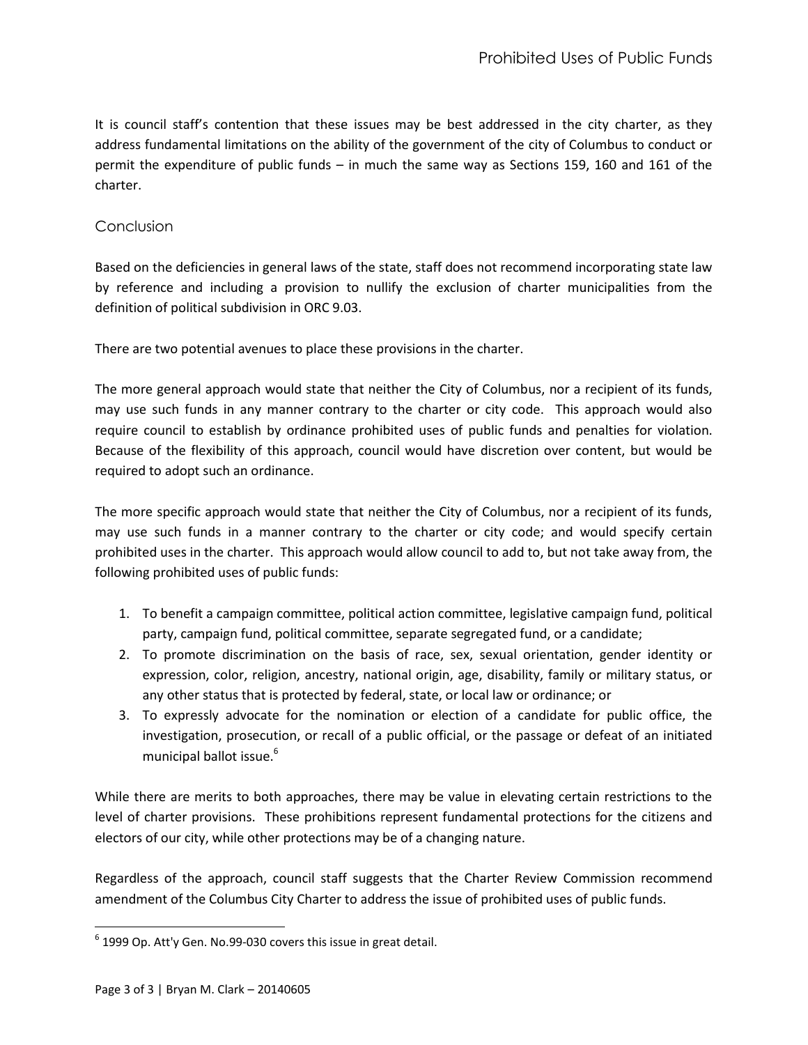It is council staff's contention that these issues may be best addressed in the city charter, as they address fundamental limitations on the ability of the government of the city of Columbus to conduct or permit the expenditure of public funds – in much the same way as Sections 159, 160 and 161 of the charter.

## Conclusion

Based on the deficiencies in general laws of the state, staff does not recommend incorporating state law by reference and including a provision to nullify the exclusion of charter municipalities from the definition of political subdivision in ORC 9.03.

There are two potential avenues to place these provisions in the charter.

The more general approach would state that neither the City of Columbus, nor a recipient of its funds, may use such funds in any manner contrary to the charter or city code. This approach would also require council to establish by ordinance prohibited uses of public funds and penalties for violation. Because of the flexibility of this approach, council would have discretion over content, but would be required to adopt such an ordinance.

The more specific approach would state that neither the City of Columbus, nor a recipient of its funds, may use such funds in a manner contrary to the charter or city code; and would specify certain prohibited uses in the charter. This approach would allow council to add to, but not take away from, the following prohibited uses of public funds:

1. To benefit a campaign committee, political action committee, legislative campaign fund, political party, campaign fund, political committee, separate segregated fund, or a candidate;
2. To promote discrimination on the basis of race, sex, sexual orientation, gender identity or expression, color, religion, ancestry, national origin, age, disability, family or military status, or any other status that is protected by federal, state, or local law or ordinance; or
3. To expressly advocate for the nomination or election of a candidate for public office, the investigation, prosecution, or recall of a public official, or the passage or defeat of an initiated municipal ballot issue.[6]

While there are merits to both approaches, there may be value in elevating certain restrictions to the level of charter provisions. These prohibitions represent fundamental protections for the citizens and electors of our city, while other protections may be of a changing nature.

Regardless of the approach, council staff suggests that the Charter Review Commission recommend amendment of the Columbus City Charter to address the issue of prohibited uses of public funds.

---

[6] 1999 Op. Att'y Gen. No.99-030 covers this issue in great detail.

Page 3 of 3 | Bryan M. Clark – 20140605